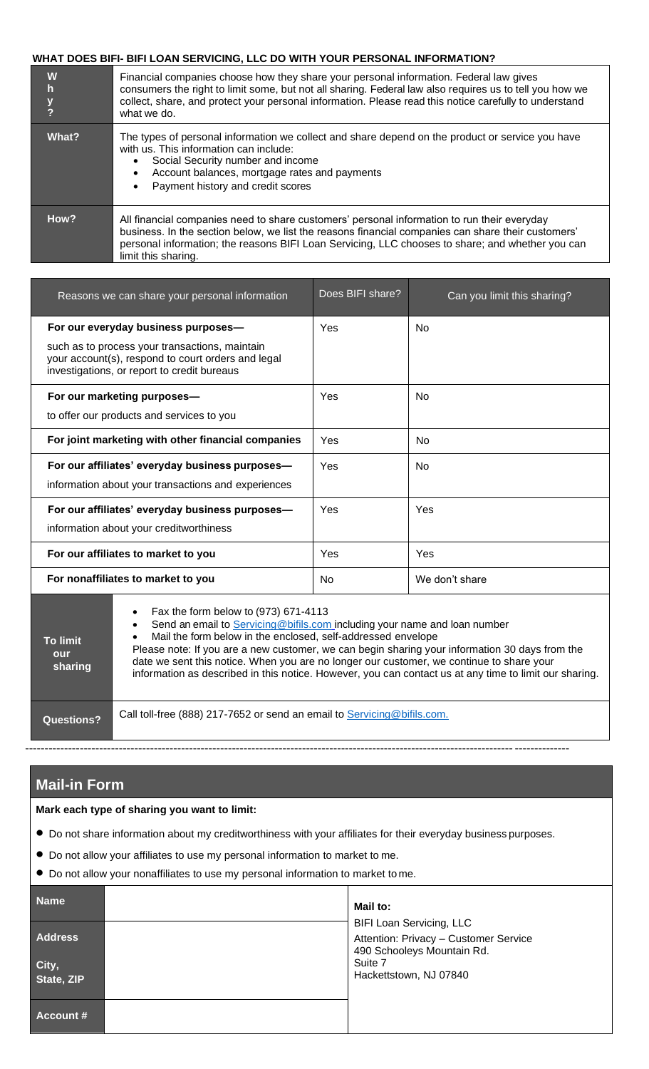## WHAT DOES BIFI- BIFI LOAN SERVICING, LLC DO WITH YOUR PERSONAL INFORMATION?

| | |
|---|---|
| **Why?** | Financial companies choose how they share your personal information. Federal law gives consumers the right to limit some, but not all sharing. Federal law also requires us to tell you how we collect, share, and protect your personal information. Please read this notice carefully to understand what we do. |
| **What?** | The types of personal information we collect and share depend on the product or service you have with us. This information can include:<br>• Social Security number and income<br>• Account balances, mortgage rates and payments<br>• Payment history and credit scores |
| **How?** | All financial companies need to share customers' personal information to run their everyday business. In the section below, we list the reasons financial companies can share their customers' personal information; the reasons BIFI Loan Servicing, LLC chooses to share; and whether you can limit this sharing. |

| Reasons we can share your personal information | Does BIFI share? | Can you limit this sharing? |
|---|---|---|
| **For our everyday business purposes—** such as to process your transactions, maintain your account(s), respond to court orders and legal investigations, or report to credit bureaus | Yes | No |
| **For our marketing purposes—** to offer our products and services to you | Yes | No |
| **For joint marketing with other financial companies** | Yes | No |
| **For our affiliates' everyday business purposes—** information about your transactions and experiences | Yes | No |
| **For our affiliates' everyday business purposes—** information about your creditworthiness | Yes | Yes |
| **For our affiliates to market to you** | Yes | Yes |
| **For nonaffiliates to market to you** | No | We don't share |

| | |
|---|---|
| **To limit our sharing** | • Fax the form below to (973) 671-4113<br>• Send an email to Servicing@bifils.com including your name and loan number<br>• Mail the form below in the enclosed, self-addressed envelope<br>Please note: If you are a new customer, we can begin sharing your information 30 days from the date we sent this notice. When you are no longer our customer, we continue to share your information as described in this notice. However, you can contact us at any time to limit our sharing. |
| **Questions?** | Call toll-free (888) 217-7652 or send an email to Servicing@bifils.com. |

---

## Mail-in Form

**Mark each type of sharing you want to limit:**

- Do not share information about my creditworthiness with your affiliates for their everyday business purposes.
- Do not allow your affiliates to use my personal information to market to me.
- Do not allow your nonaffiliates to use my personal information to market to me.

| | | |
|---|---|---|
| **Name** | | **Mail to:**<br>BIFI Loan Servicing, LLC<br>Attention: Privacy – Customer Service<br>490 Schooleys Mountain Rd.<br>Suite 7<br>Hackettstown, NJ 07840 |
| **Address** | | |
| **City, State, ZIP** | | |
| **Account #** | | |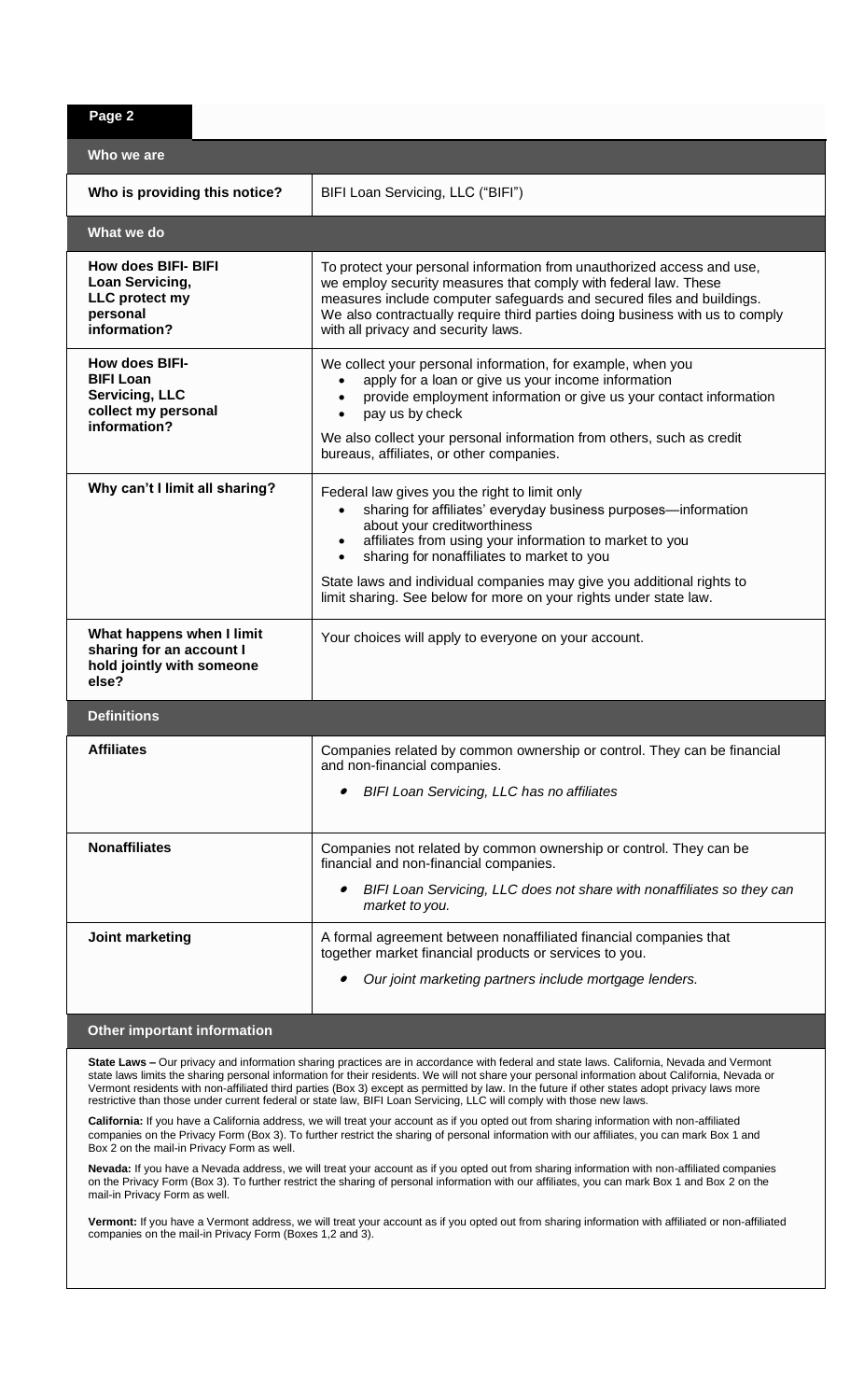| Who we are | |
|---|---|
| **Who is providing this notice?** | BIFI Loan Servicing, LLC ("BIFI") |
| **What we do** | |
| **How does BIFI- BIFI Loan Servicing, LLC protect my personal information?** | To protect your personal information from unauthorized access and use, we employ security measures that comply with federal law. These measures include computer safeguards and secured files and buildings. We also contractually require third parties doing business with us to comply with all privacy and security laws. |
| **How does BIFI- BIFI Loan Servicing, LLC collect my personal information?** | We collect your personal information, for example, when you<br>• apply for a loan or give us your income information<br>• provide employment information or give us your contact information<br>• pay us by check<br><br>We also collect your personal information from others, such as credit bureaus, affiliates, or other companies. |
| **Why can't I limit all sharing?** | Federal law gives you the right to limit only<br>• sharing for affiliates' everyday business purposes—information about your creditworthiness<br>• affiliates from using your information to market to you<br>• sharing for nonaffiliates to market to you<br><br>State laws and individual companies may give you additional rights to limit sharing. See below for more on your rights under state law. |
| **What happens when I limit sharing for an account I hold jointly with someone else?** | Your choices will apply to everyone on your account. |
| **Definitions** | |
| **Affiliates** | Companies related by common ownership or control. They can be financial and non-financial companies.<br>• *BIFI Loan Servicing, LLC has no affiliates* |
| **Nonaffiliates** | Companies not related by common ownership or control. They can be financial and non-financial companies.<br>• *BIFI Loan Servicing, LLC does not share with nonaffiliates so they can market to you.* |
| **Joint marketing** | A formal agreement between nonaffiliated financial companies that together market financial products or services to you.<br>• *Our joint marketing partners include mortgage lenders.* |

## Other important information

**State Laws –** Our privacy and information sharing practices are in accordance with federal and state laws. California, Nevada and Vermont state laws limits the sharing personal information for their residents. We will not share your personal information about California, Nevada or Vermont residents with non-affiliated third parties (Box 3) except as permitted by law. In the future if other states adopt privacy laws more restrictive than those under current federal or state law, BIFI Loan Servicing, LLC will comply with those new laws.

**California:** If you have a California address, we will treat your account as if you opted out from sharing information with non-affiliated companies on the Privacy Form (Box 3). To further restrict the sharing of personal information with our affiliates, you can mark Box 1 and Box 2 on the mail-in Privacy Form as well.

**Nevada:** If you have a Nevada address, we will treat your account as if you opted out from sharing information with non-affiliated companies on the Privacy Form (Box 3). To further restrict the sharing of personal information with our affiliates, you can mark Box 1 and Box 2 on the mail-in Privacy Form as well.

**Vermont:** If you have a Vermont address, we will treat your account as if you opted out from sharing information with affiliated or non-affiliated companies on the mail-in Privacy Form (Boxes 1,2 and 3).